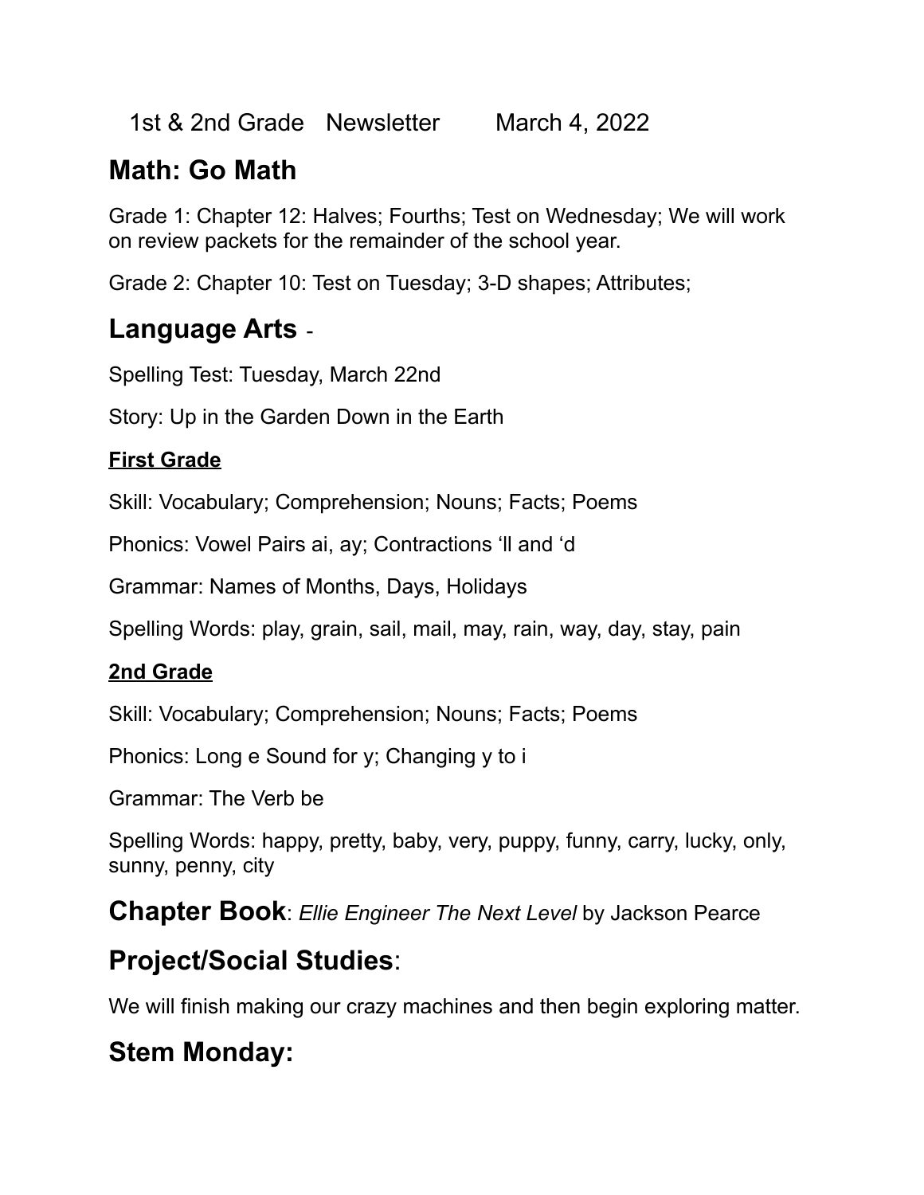1st & 2nd Grade Newsletter March 4, 2022

## Math: Go Math

Grade 1: Chapter 12: Halves; Fourths; Test on Wednesday; We will work on review packets for the remainder of the school year.

Grade 2: Chapter 10: Test on Tuesday; 3-D shapes; Attributes;

## Language Arts -

Spelling Test: Tuesday, March 22nd

Story: Up in the Garden Down in the Earth

**First Grade**

Skill: Vocabulary; Comprehension; Nouns; Facts; Poems

Phonics: Vowel Pairs ai, ay; Contractions 'll and 'd

Grammar: Names of Months, Days, Holidays

Spelling Words: play, grain, sail, mail, may, rain, way, day, stay, pain

**2nd Grade**

Skill: Vocabulary; Comprehension; Nouns; Facts; Poems

Phonics: Long e Sound for y; Changing y to i

Grammar: The Verb be

Spelling Words: happy, pretty, baby, very, puppy, funny, carry, lucky, only, sunny, penny, city

## Chapter Book: *Ellie Engineer The Next Level* by Jackson Pearce

## Project/Social Studies:

We will finish making our crazy machines and then begin exploring matter.

## Stem Monday: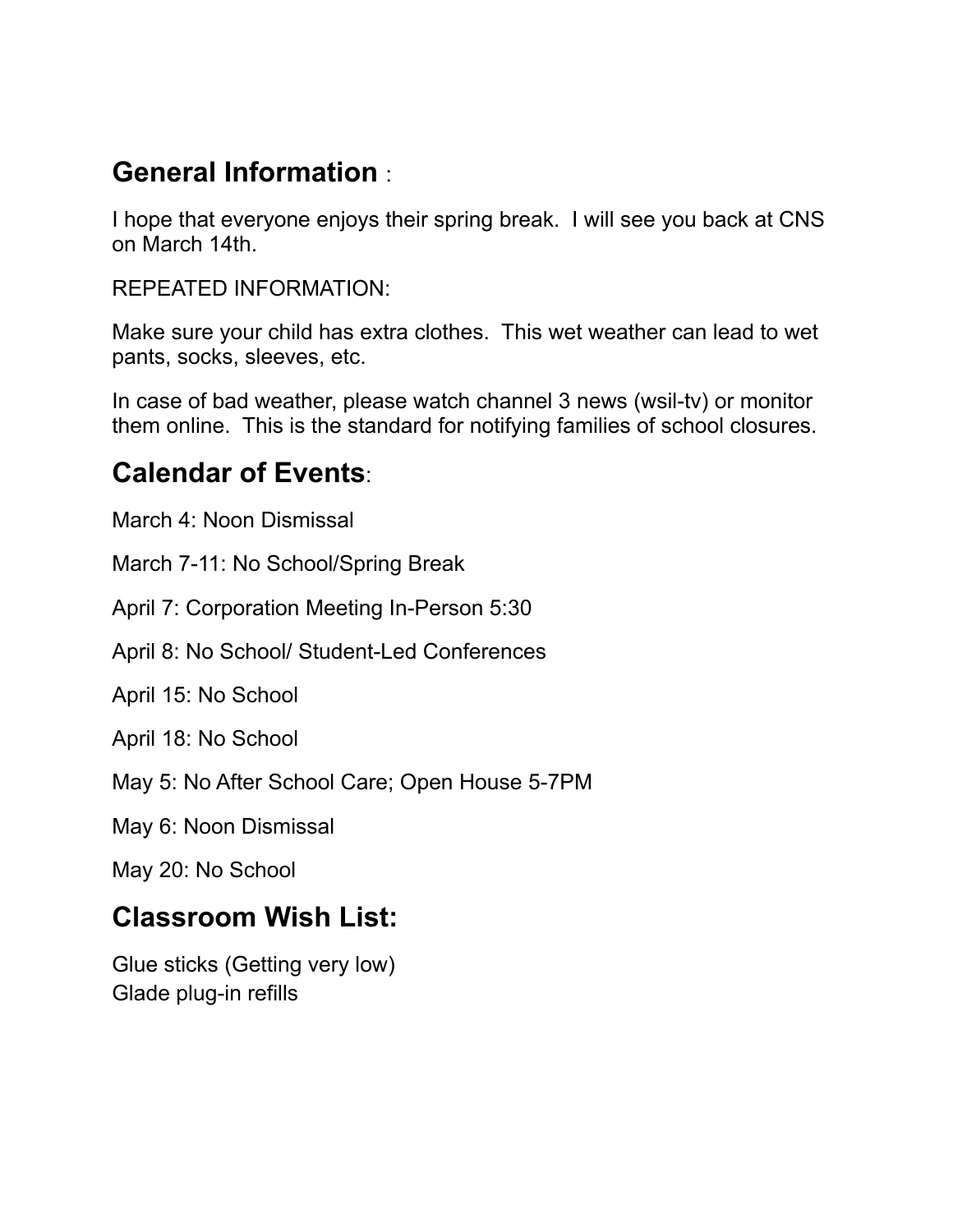## General Information :

I hope that everyone enjoys their spring break. I will see you back at CNS on March 14th.

REPEATED INFORMATION:

Make sure your child has extra clothes. This wet weather can lead to wet pants, socks, sleeves, etc.

In case of bad weather, please watch channel 3 news (wsil-tv) or monitor them online. This is the standard for notifying families of school closures.

## Calendar of Events:

March 4: Noon Dismissal

March 7-11: No School/Spring Break

April 7: Corporation Meeting In-Person 5:30

April 8: No School/ Student-Led Conferences

April 15: No School

April 18: No School

May 5: No After School Care; Open House 5-7PM

May 6: Noon Dismissal

May 20: No School

## Classroom Wish List:

Glue sticks (Getting very low)
Glade plug-in refills